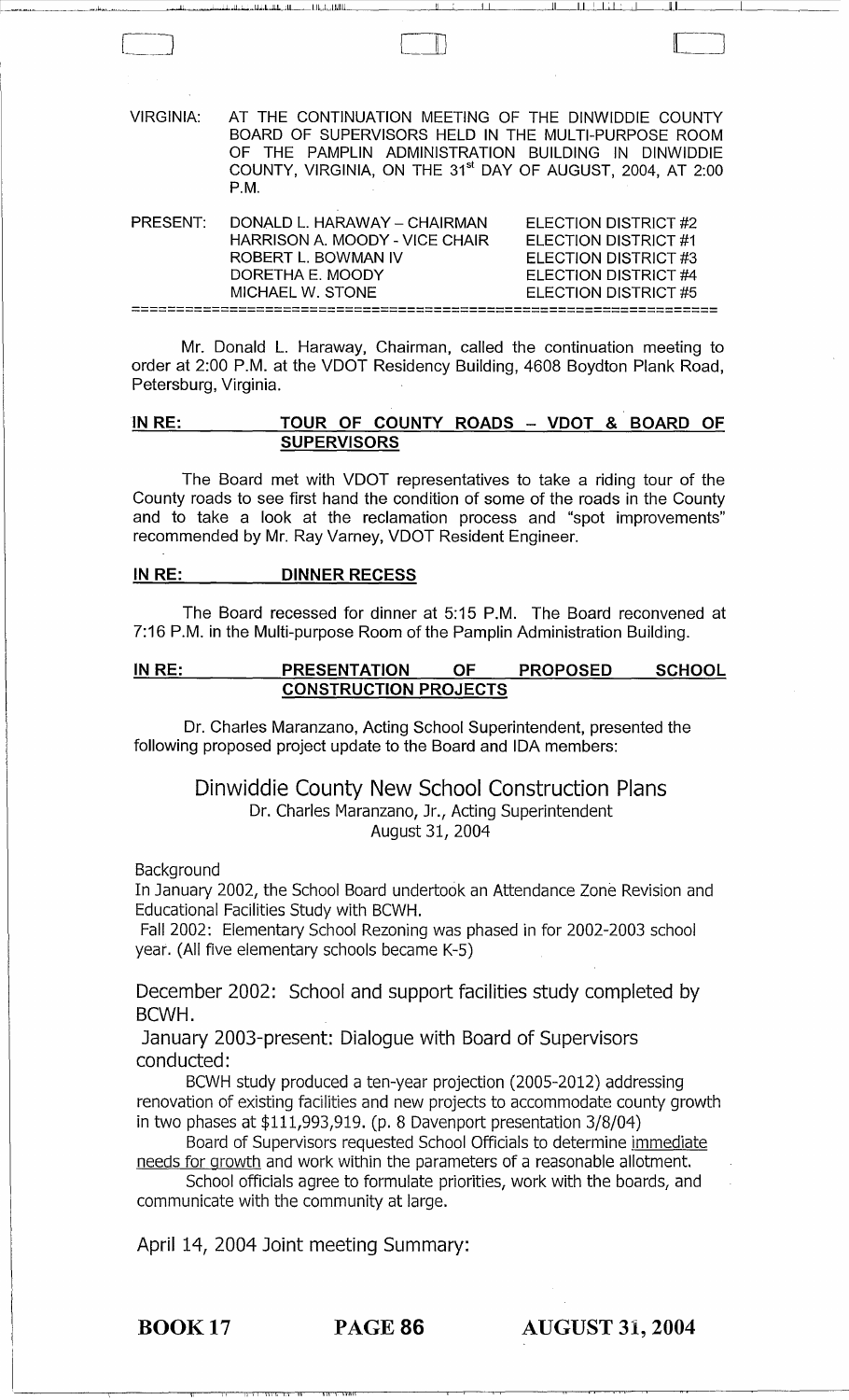VIRGINIA: AT THE CONTINUATION MEETING OF THE DINWIDDIE COUNTY BOARD OF SUPERVISORS HELD IN THE MULTI-PURPOSE ROOM OF THE PAMPLIN ADMINISTRATION BUILDING IN DINWIDDIE COUNTY, VIRGINIA, ON THE 31st DAY OF AUGUST, 2004, AT 2:00 P.M.

| PRESENT: | | |
|---|---|---|
| | DONALD L. HARAWAY – CHAIRMAN | ELECTION DISTRICT #2 |
| | HARRISON A. MOODY - VICE CHAIR | ELECTION DISTRICT #1 |
| | ROBERT L. BOWMAN IV | ELECTION DISTRICT #3 |
| | DORETHA E. MOODY | ELECTION DISTRICT #4 |
| | MICHAEL W. STONE | ELECTION DISTRICT #5 |

Mr. Donald L. Haraway, Chairman, called the continuation meeting to order at 2:00 P.M. at the VDOT Residency Building, 4608 Boydton Plank Road, Petersburg, Virginia.

**IN RE: TOUR OF COUNTY ROADS – VDOT & BOARD OF SUPERVISORS**

The Board met with VDOT representatives to take a riding tour of the County roads to see first hand the condition of some of the roads in the County and to take a look at the reclamation process and "spot improvements" recommended by Mr. Ray Varney, VDOT Resident Engineer.

**IN RE: DINNER RECESS**

The Board recessed for dinner at 5:15 P.M. The Board reconvened at 7:16 P.M. in the Multi-purpose Room of the Pamplin Administration Building.

**IN RE: PRESENTATION OF PROPOSED SCHOOL CONSTRUCTION PROJECTS**

Dr. Charles Maranzano, Acting School Superintendent, presented the following proposed project update to the Board and IDA members:

## Dinwiddie County New School Construction Plans

Dr. Charles Maranzano, Jr., Acting Superintendent
August 31, 2004

Background

In January 2002, the School Board undertook an Attendance Zone Revision and Educational Facilities Study with BCWH.

Fall 2002: Elementary School Rezoning was phased in for 2002-2003 school year. (All five elementary schools became K-5)

December 2002: School and support facilities study completed by BCWH.

January 2003-present: Dialogue with Board of Supervisors conducted:

BCWH study produced a ten-year projection (2005-2012) addressing renovation of existing facilities and new projects to accommodate county growth in two phases at $111,993,919. (p. 8 Davenport presentation 3/8/04)

Board of Supervisors requested School Officials to determine immediate needs for growth and work within the parameters of a reasonable allotment.

School officials agree to formulate priorities, work with the boards, and communicate with the community at large.

April 14, 2004 Joint meeting Summary: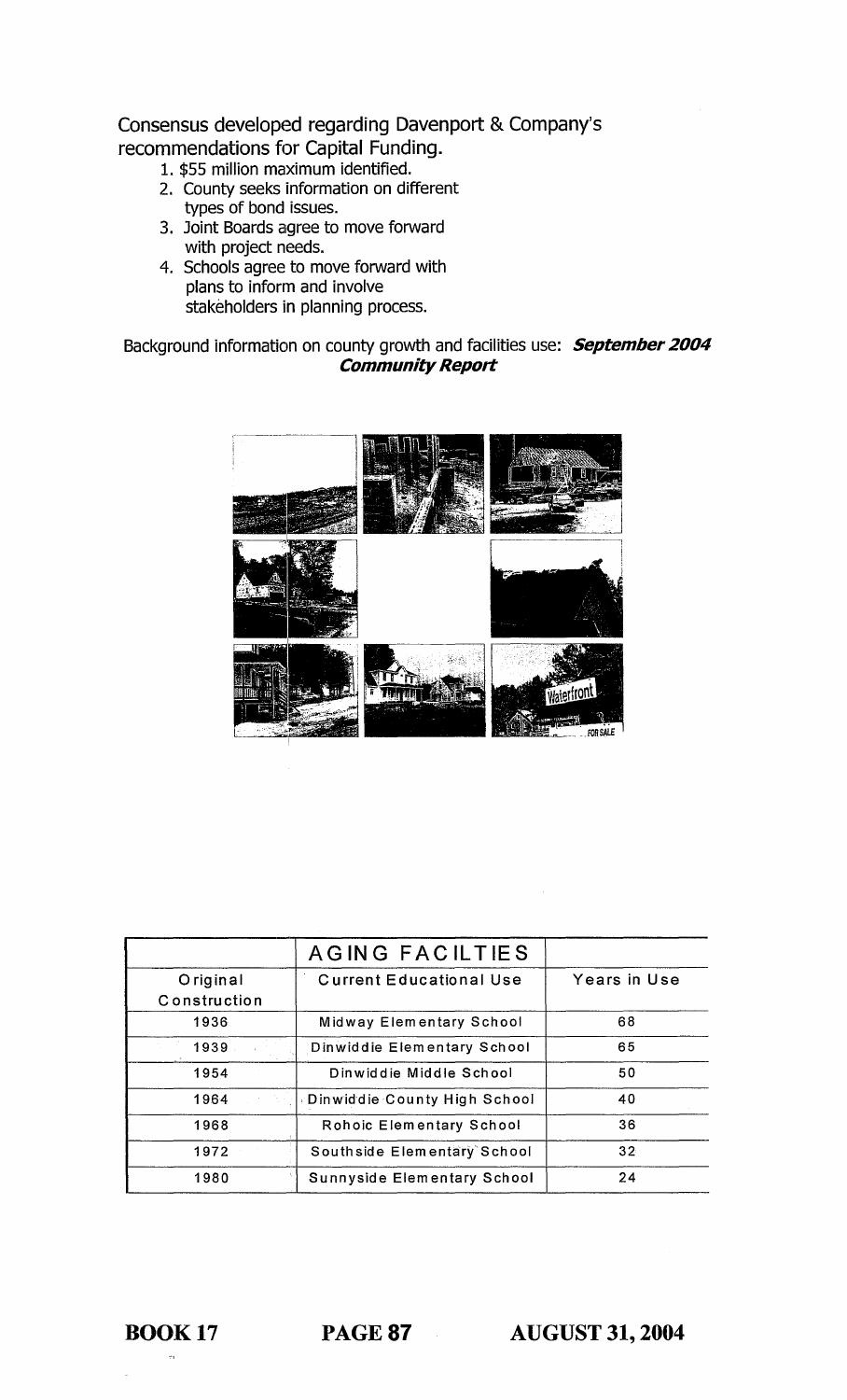Consensus developed regarding Davenport & Company's recommendations for Capital Funding.

1. $55 million maximum identified.
2. County seeks information on different types of bond issues.
3. Joint Boards agree to move forward with project needs.
4. Schools agree to move forward with plans to inform and involve stakeholders in planning process.

Background information on county growth and facilities use: ***September 2004 Community Report***

| | AGING FACILTIES | |
|---|---|---|
| Original Construction | Current Educational Use | Years in Use |
| 1936 | Midway Elementary School | 68 |
| 1939 | Dinwiddie Elementary School | 65 |
| 1954 | Dinwiddie Middle School | 50 |
| 1964 | Dinwiddie County High School | 40 |
| 1968 | Rohoic Elementary School | 36 |
| 1972 | Southside Elementary School | 32 |
| 1980 | Sunnyside Elementary School | 24 |

**BOOK 17 PAGE 87 AUGUST 31, 2004**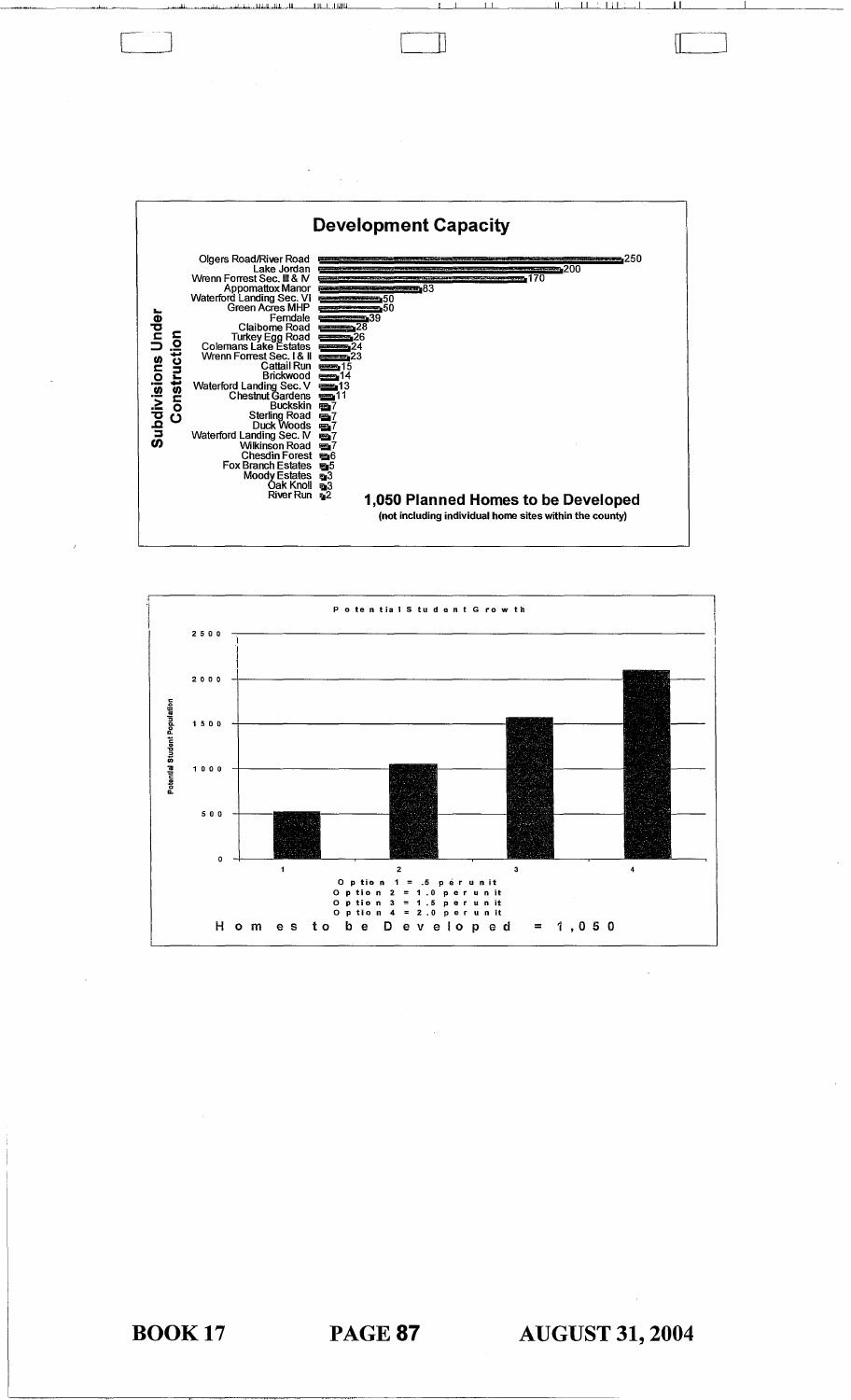## Development Capacity

**Subdivisions Under Construction**

| Subdivision | Homes |
|---|---|
| Olgers Road/River Road | 250 |
| Lake Jordan | 200 |
| Wrenn Forrest Sec. III & IV | 170 |
| Appomattox Manor | 83 |
| Waterford Landing Sec. VI | 50 |
| Green Acres MHP | 50 |
| Ferndale | 39 |
| Claiborne Road | 28 |
| Turkey Egg Road | 26 |
| Colemans Lake Estates | 24 |
| Wrenn Forrest Sec. I & II | 23 |
| Cattail Run | 15 |
| Brickwood | 14 |
| Waterford Landing Sec. V | 13 |
| Chestnut Gardens | 11 |
| Buckskin | 7 |
| Sterling Road | 7 |
| Duck Woods | 7 |
| Waterford Landing Sec. IV | 7 |
| Wilkinson Road | 7 |
| Chesdin Forest | 6 |
| Fox Branch Estates | 5 |
| Moody Estates | 3 |
| Oak Knoll | 3 |
| River Run | 2 |

**1,050 Planned Homes to be Developed**
**(not including individual home sites within the county)**

## Potential Student Growth

| Option | Potential Student Population |
|---|---|
| 1 | ~525 |
| 2 | ~1,050 |
| 3 | ~1,575 |
| 4 | ~2,100 |

Option 1 = .5 per unit
Option 2 = 1.0 per unit
Option 3 = 1.5 per unit
Option 4 = 2.0 per unit

Homes to be Developed = 1,050

BOOK 17 PAGE 87 AUGUST 31, 2004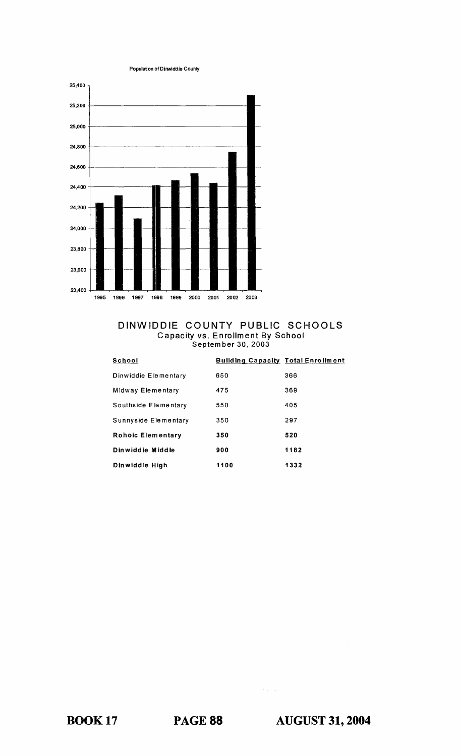Population of Dinwiddie County

# DINWIDDIE COUNTY PUBLIC SCHOOLS

## Capacity vs. Enrollment By School

September 30, 2003

| School | Building Capacity | Total Enrollment |
|---|---|---|
| Dinwiddie Elementary | 650 | 366 |
| Midway Elementary | 475 | 369 |
| Southside Elementary | 550 | 405 |
| Sunnyside Elementary | 350 | 297 |
| **Rohoic Elementary** | **350** | **520** |
| **Dinwiddie Middle** | **900** | **1182** |
| **Dinwiddie High** | **1100** | **1332** |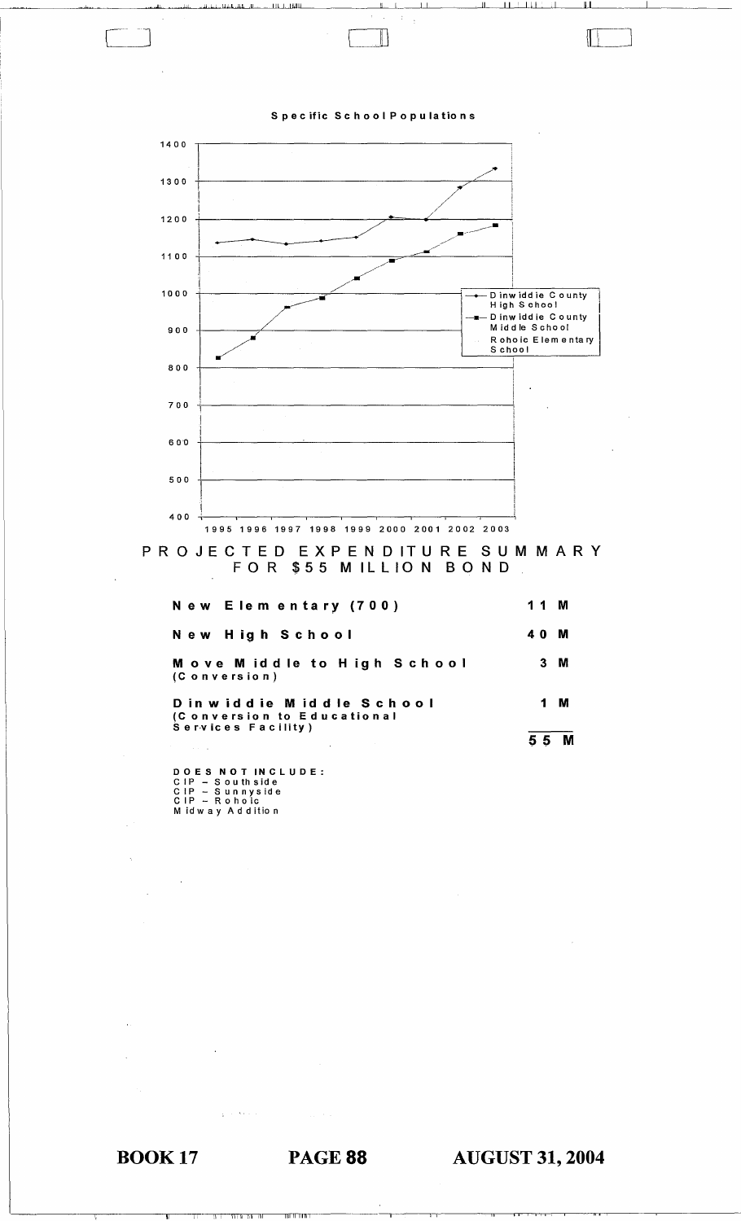**Specific School Populations**

| Year | Dinwiddie County High School | Dinwiddie County Middle School |
|---|---|---|
| 1995 | ~1135 | ~825 |
| 1996 | ~1145 | ~880 |
| 1997 | ~1135 | ~960 |
| 1998 | ~1140 | ~985 |
| 1999 | ~1150 | ~1040 |
| 2000 | ~1205 | ~1090 |
| 2001 | ~1200 | ~1110 |
| 2002 | ~1285 | ~1160 |
| 2003 | ~1335 | ~1185 |

Legend: Dinwiddie County High School; Dinwiddie County Middle School; Rohoic Elementary School

# PROJECTED EXPENDITURE SUMMARY FOR $55 MILLION BOND

| Item | Amount |
|---|---|
| **New Elementary (700)** | **11 M** |
| **New High School** | **40 M** |
| **Move Middle to High School** (Conversion) | **3 M** |
| **Dinwiddie Middle School** (Conversion to Educational Services Facility) | **1 M** |
| | **55 M** |

**DOES NOT INCLUDE:**
CIP – Southside
CIP – Sunnyside
CIP – Rohoic
Midway Addition

BOOK 17 PAGE 88 AUGUST 31, 2004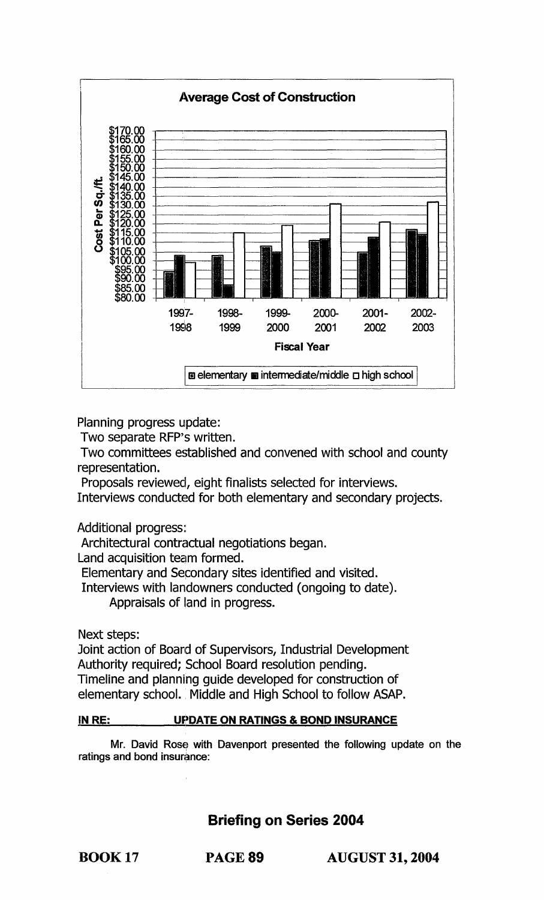**Average Cost of Construction**

Cost Per Sq./ft. ($80.00 – $170.00) by Fiscal Year (1997-1998, 1998-1999, 1999-2000, 2000-2001, 2001-2002, 2002-2003)

Legend: elementary, intermediate/middle, high school

Planning progress update:

Two separate RFP's written.

Two committees established and convened with school and county representation.

Proposals reviewed, eight finalists selected for interviews.

Interviews conducted for both elementary and secondary projects.

Additional progress:

Architectural contractual negotiations began.

Land acquisition team formed.

Elementary and Secondary sites identified and visited.

Interviews with landowners conducted (ongoing to date).

Appraisals of land in progress.

Next steps:

Joint action of Board of Supervisors, Industrial Development Authority required; School Board resolution pending.

Timeline and planning guide developed for construction of elementary school. Middle and High School to follow ASAP.

**IN RE: UPDATE ON RATINGS & BOND INSURANCE**

Mr. David Rose with Davenport presented the following update on the ratings and bond insurance:

## Briefing on Series 2004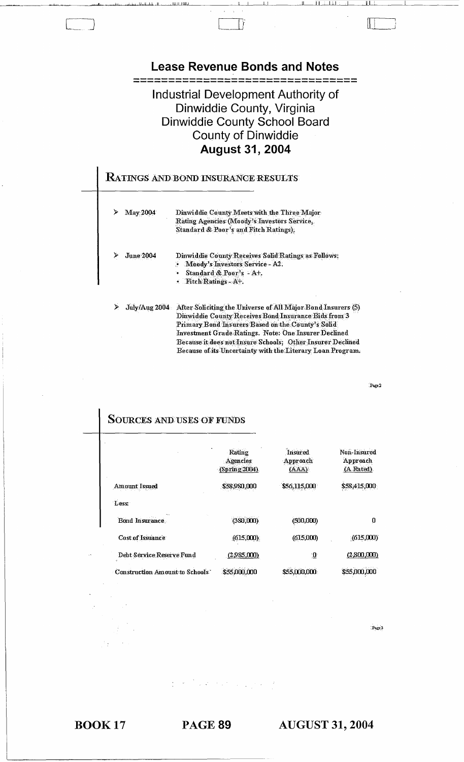# Lease Revenue Bonds and Notes

Industrial Development Authority of
Dinwiddie County, Virginia
Dinwiddie County School Board
County of Dinwiddie
**August 31, 2004**

## RATINGS AND BOND INSURANCE RESULTS

- May 2004 — Dinwiddie County Meets with the Three Major Rating Agencies (Moody's Investors Service, Standard & Poor's and Fitch Ratings).
- June 2004 — Dinwiddie County Receives Solid Ratings as Follows:
  - Moody's Investors Service - A2.
  - Standard & Poor's - A+.
  - Fitch Ratings - A+.
- July/Aug 2004 — After Soliciting the Universe of All Major Bond Insurers (5) Dinwiddie County Receives Bond Insurance Bids from 3 Primary Bond Insurers Based on the County's Solid Investment Grade Ratings. Note: One Insurer Declined Because it does not Insure Schools; Other Insurer Declined Because of its Uncertainty with the Literary Loan Program.

## SOURCES AND USES OF FUNDS

| | Rating Agencies (Spring 2004) | Insured Approach (AAA) | Non-Insured Approach (A Rated) |
|---|---|---|---|
| Amount Issued | $58,980,000 | $56,115,000 | $58,415,000 |
| Less: | | | |
| Bond Insurance | (380,000) | (500,000) | 0 |
| Cost of Issuance | (615,000) | (615,000) | (615,000) |
| Debt Service Reserve Fund | (2,985,000) | 0 | (2,800,000) |
| Construction Amount to Schools | $55,000,000 | $55,000,000 | $55,000,000 |

BOOK 17 PAGE 89 AUGUST 31, 2004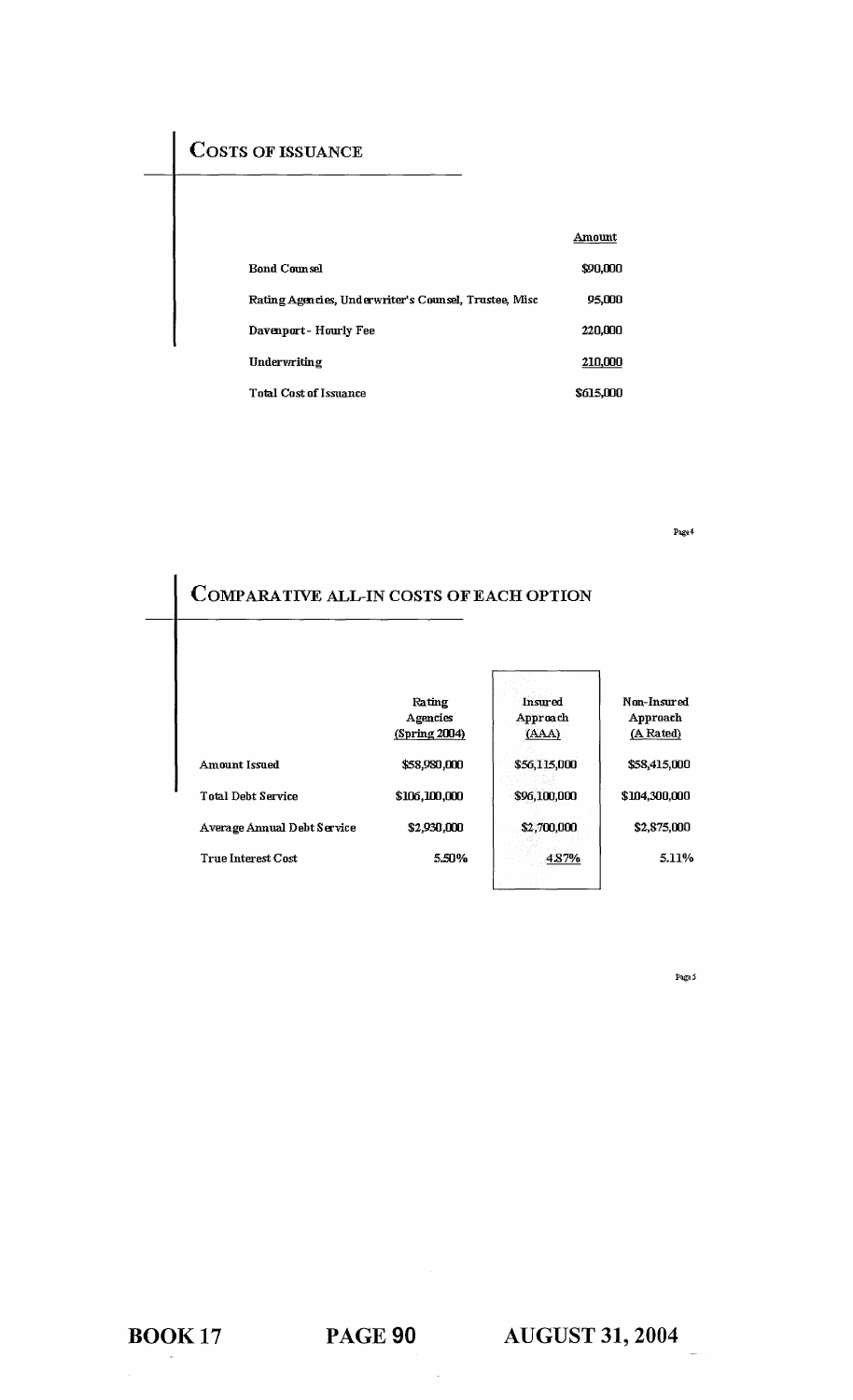## COSTS OF ISSUANCE

| | Amount |
|---|---|
| Bond Counsel | $90,000 |
| Rating Agencies, Underwriter's Counsel, Trustee, Misc | 95,000 |
| Davenport - Hourly Fee | 220,000 |
| Underwriting | 210,000 |
| Total Cost of Issuance | $615,000 |

## COMPARATIVE ALL-IN COSTS OF EACH OPTION

| | Rating Agencies (Spring 2004) | Insured Approach (AAA) | Non-Insured Approach (A Rated) |
|---|---|---|---|
| Amount Issued | $58,980,000 | $56,115,000 | $58,415,000 |
| Total Debt Service | $106,100,000 | $96,100,000 | $104,300,000 |
| Average Annual Debt Service | $2,930,000 | $2,700,000 | $2,875,000 |
| True Interest Cost | 5.50% | 4.87% | 5.11% |

BOOK 17 PAGE 90 AUGUST 31, 2004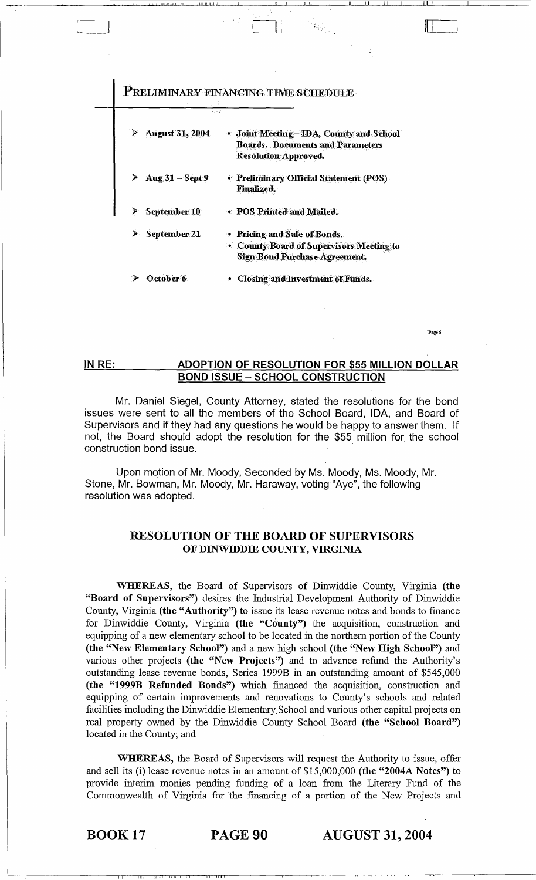## PRELIMINARY FINANCING TIME SCHEDULE

- **August 31, 2004** — Joint Meeting – IDA, County and School Boards. Documents and Parameters Resolution Approved.
- **Aug 31 – Sept 9** — Preliminary Official Statement (POS) Finalized.
- **September 10** — POS Printed and Mailed.
- **September 21** — Pricing and Sale of Bonds.
  - County Board of Supervisors Meeting to Sign Bond Purchase Agreement.
- **October 6** — Closing and Investment of Funds.

Page 6

**IN RE: ADOPTION OF RESOLUTION FOR $55 MILLION DOLLAR BOND ISSUE – SCHOOL CONSTRUCTION**

Mr. Daniel Siegel, County Attorney, stated the resolutions for the bond issues were sent to all the members of the School Board, IDA, and Board of Supervisors and if they had any questions he would be happy to answer them. If not, the Board should adopt the resolution for the $55 million for the school construction bond issue.

Upon motion of Mr. Moody, Seconded by Ms. Moody, Ms. Moody, Mr. Stone, Mr. Bowman, Mr. Moody, Mr. Haraway, voting "Aye", the following resolution was adopted.

### RESOLUTION OF THE BOARD OF SUPERVISORS OF DINWIDDIE COUNTY, VIRGINIA

**WHEREAS,** the Board of Supervisors of Dinwiddie County, Virginia **(the "Board of Supervisors")** desires the Industrial Development Authority of Dinwiddie County, Virginia **(the "Authority")** to issue its lease revenue notes and bonds to finance for Dinwiddie County, Virginia **(the "County")** the acquisition, construction and equipping of a new elementary school to be located in the northern portion of the County **(the "New Elementary School")** and a new high school **(the "New High School")** and various other projects **(the "New Projects")** and to advance refund the Authority's outstanding lease revenue bonds, Series 1999B in an outstanding amount of $545,000 **(the "1999B Refunded Bonds")** which financed the acquisition, construction and equipping of certain improvements and renovations to County's schools and related facilities including the Dinwiddie Elementary School and various other capital projects on real property owned by the Dinwiddie County School Board **(the "School Board")** located in the County; and

**WHEREAS,** the Board of Supervisors will request the Authority to issue, offer and sell its (i) lease revenue notes in an amount of $15,000,000 **(the "2004A Notes")** to provide interim monies pending funding of a loan from the Literary Fund of the Commonwealth of Virginia for the financing of a portion of the New Projects and

**BOOK 17 PAGE 90 AUGUST 31, 2004**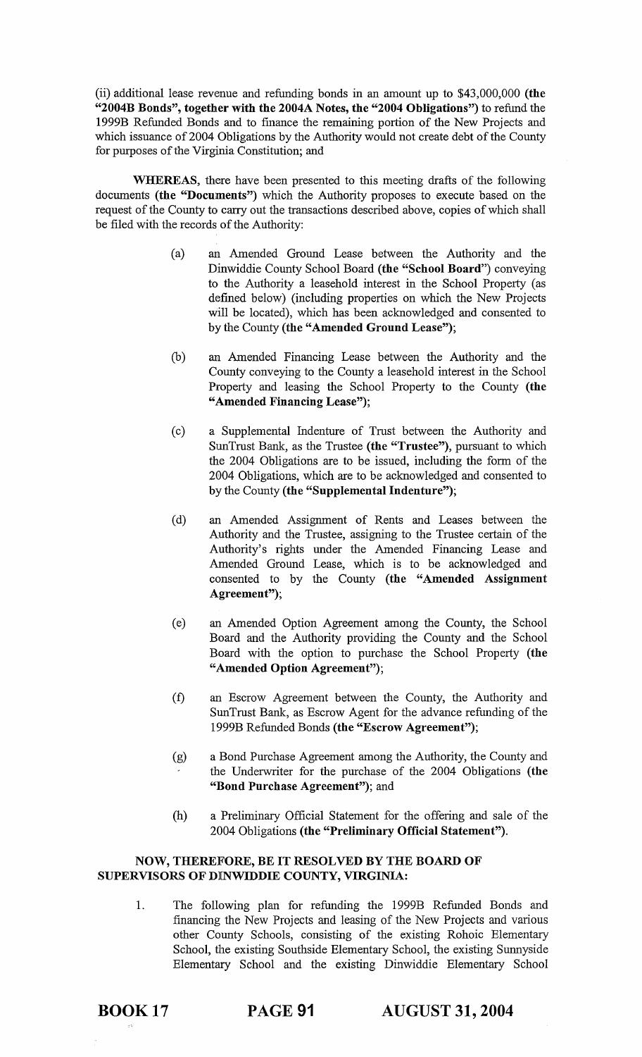(ii) additional lease revenue and refunding bonds in an amount up to $43,000,000 **(the "2004B Bonds", together with the 2004A Notes, the "2004 Obligations")** to refund the 1999B Refunded Bonds and to finance the remaining portion of the New Projects and which issuance of 2004 Obligations by the Authority would not create debt of the County for purposes of the Virginia Constitution; and

**WHEREAS**, there have been presented to this meeting drafts of the following documents **(the "Documents")** which the Authority proposes to execute based on the request of the County to carry out the transactions described above, copies of which shall be filed with the records of the Authority:

(a) an Amended Ground Lease between the Authority and the Dinwiddie County School Board **(the "School Board"**) conveying to the Authority a leasehold interest in the School Property (as defined below) (including properties on which the New Projects will be located), which has been acknowledged and consented to by the County **(the "Amended Ground Lease")**;

(b) an Amended Financing Lease between the Authority and the County conveying to the County a leasehold interest in the School Property and leasing the School Property to the County **(the "Amended Financing Lease")**;

(c) a Supplemental Indenture of Trust between the Authority and SunTrust Bank, as the Trustee **(the "Trustee")**, pursuant to which the 2004 Obligations are to be issued, including the form of the 2004 Obligations, which are to be acknowledged and consented to by the County **(the "Supplemental Indenture")**;

(d) an Amended Assignment of Rents and Leases between the Authority and the Trustee, assigning to the Trustee certain of the Authority's rights under the Amended Financing Lease and Amended Ground Lease, which is to be acknowledged and consented to by the County **(the "Amended Assignment Agreement")**;

(e) an Amended Option Agreement among the County, the School Board and the Authority providing the County and the School Board with the option to purchase the School Property **(the "Amended Option Agreement")**;

(f) an Escrow Agreement between the County, the Authority and SunTrust Bank, as Escrow Agent for the advance refunding of the 1999B Refunded Bonds **(the "Escrow Agreement")**;

(g) a Bond Purchase Agreement among the Authority, the County and the Underwriter for the purchase of the 2004 Obligations **(the "Bond Purchase Agreement")**; and

(h) a Preliminary Official Statement for the offering and sale of the 2004 Obligations **(the "Preliminary Official Statement")**.

**NOW, THEREFORE, BE IT RESOLVED BY THE BOARD OF SUPERVISORS OF DINWIDDIE COUNTY, VIRGINIA:**

1. The following plan for refunding the 1999B Refunded Bonds and financing the New Projects and leasing of the New Projects and various other County Schools, consisting of the existing Rohoic Elementary School, the existing Southside Elementary School, the existing Sunnyside Elementary School and the existing Dinwiddie Elementary School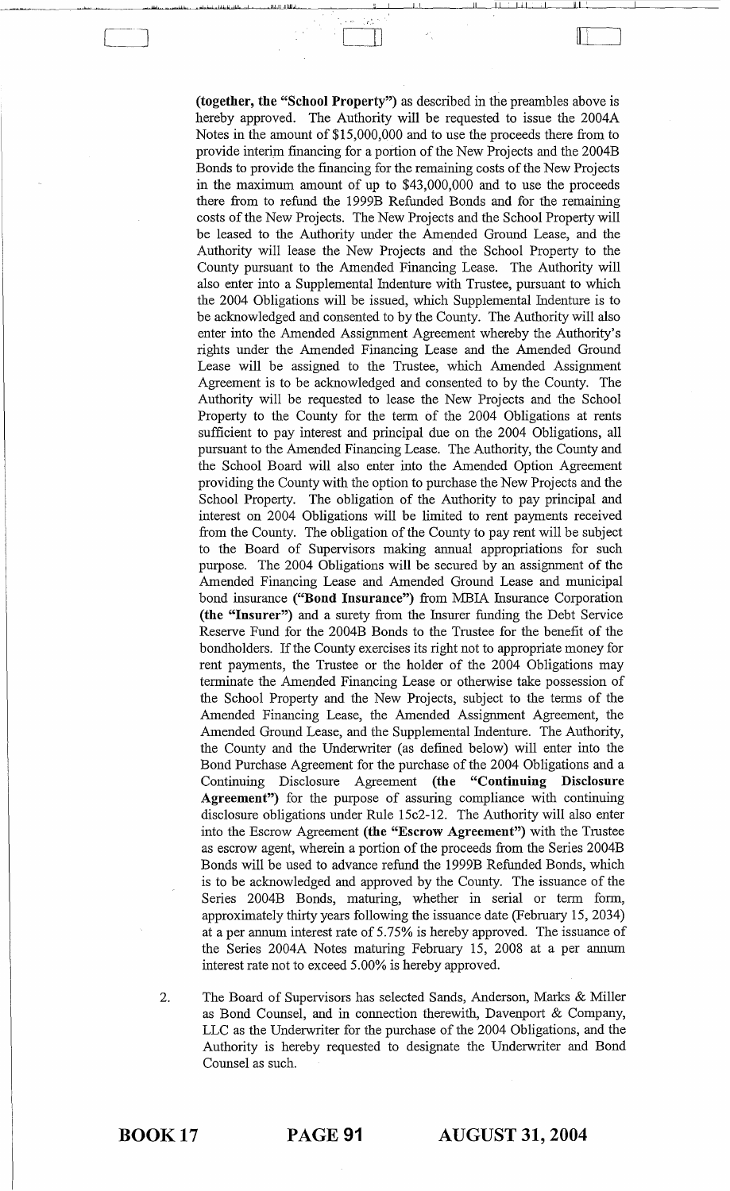**(together, the "School Property")** as described in the preambles above is hereby approved. The Authority will be requested to issue the 2004A Notes in the amount of $15,000,000 and to use the proceeds there from to provide interim financing for a portion of the New Projects and the 2004B Bonds to provide the financing for the remaining costs of the New Projects in the maximum amount of up to $43,000,000 and to use the proceeds there from to refund the 1999B Refunded Bonds and for the remaining costs of the New Projects. The New Projects and the School Property will be leased to the Authority under the Amended Ground Lease, and the Authority will lease the New Projects and the School Property to the County pursuant to the Amended Financing Lease. The Authority will also enter into a Supplemental Indenture with Trustee, pursuant to which the 2004 Obligations will be issued, which Supplemental Indenture is to be acknowledged and consented to by the County. The Authority will also enter into the Amended Assignment Agreement whereby the Authority's rights under the Amended Financing Lease and the Amended Ground Lease will be assigned to the Trustee, which Amended Assignment Agreement is to be acknowledged and consented to by the County. The Authority will be requested to lease the New Projects and the School Property to the County for the term of the 2004 Obligations at rents sufficient to pay interest and principal due on the 2004 Obligations, all pursuant to the Amended Financing Lease. The Authority, the County and the School Board will also enter into the Amended Option Agreement providing the County with the option to purchase the New Projects and the School Property. The obligation of the Authority to pay principal and interest on 2004 Obligations will be limited to rent payments received from the County. The obligation of the County to pay rent will be subject to the Board of Supervisors making annual appropriations for such purpose. The 2004 Obligations will be secured by an assignment of the Amended Financing Lease and Amended Ground Lease and municipal bond insurance **("Bond Insurance")** from MBIA Insurance Corporation **(the "Insurer")** and a surety from the Insurer funding the Debt Service Reserve Fund for the 2004B Bonds to the Trustee for the benefit of the bondholders. If the County exercises its right not to appropriate money for rent payments, the Trustee or the holder of the 2004 Obligations may terminate the Amended Financing Lease or otherwise take possession of the School Property and the New Projects, subject to the terms of the Amended Financing Lease, the Amended Assignment Agreement, the Amended Ground Lease, and the Supplemental Indenture. The Authority, the County and the Underwriter (as defined below) will enter into the Bond Purchase Agreement for the purchase of the 2004 Obligations and a Continuing Disclosure Agreement **(the "Continuing Disclosure Agreement")** for the purpose of assuring compliance with continuing disclosure obligations under Rule 15c2-12. The Authority will also enter into the Escrow Agreement **(the "Escrow Agreement")** with the Trustee as escrow agent, wherein a portion of the proceeds from the Series 2004B Bonds will be used to advance refund the 1999B Refunded Bonds, which is to be acknowledged and approved by the County. The issuance of the Series 2004B Bonds, maturing, whether in serial or term form, approximately thirty years following the issuance date (February 15, 2034) at a per annum interest rate of 5.75% is hereby approved. The issuance of the Series 2004A Notes maturing February 15, 2008 at a per annum interest rate not to exceed 5.00% is hereby approved.

2. The Board of Supervisors has selected Sands, Anderson, Marks & Miller as Bond Counsel, and in connection therewith, Davenport & Company, LLC as the Underwriter for the purchase of the 2004 Obligations, and the Authority is hereby requested to designate the Underwriter and Bond Counsel as such.

**BOOK 17 PAGE 91 AUGUST 31, 2004**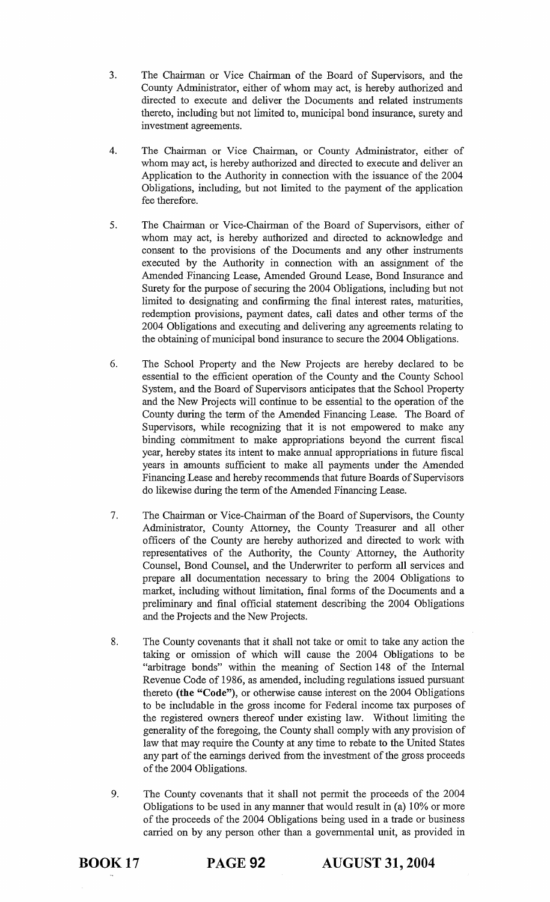3. The Chairman or Vice Chairman of the Board of Supervisors, and the County Administrator, either of whom may act, is hereby authorized and directed to execute and deliver the Documents and related instruments thereto, including but not limited to, municipal bond insurance, surety and investment agreements.

4. The Chairman or Vice Chairman, or County Administrator, either of whom may act, is hereby authorized and directed to execute and deliver an Application to the Authority in connection with the issuance of the 2004 Obligations, including, but not limited to the payment of the application fee therefore.

5. The Chairman or Vice-Chairman of the Board of Supervisors, either of whom may act, is hereby authorized and directed to acknowledge and consent to the provisions of the Documents and any other instruments executed by the Authority in connection with an assignment of the Amended Financing Lease, Amended Ground Lease, Bond Insurance and Surety for the purpose of securing the 2004 Obligations, including but not limited to designating and confirming the final interest rates, maturities, redemption provisions, payment dates, call dates and other terms of the 2004 Obligations and executing and delivering any agreements relating to the obtaining of municipal bond insurance to secure the 2004 Obligations.

6. The School Property and the New Projects are hereby declared to be essential to the efficient operation of the County and the County School System, and the Board of Supervisors anticipates that the School Property and the New Projects will continue to be essential to the operation of the County during the term of the Amended Financing Lease. The Board of Supervisors, while recognizing that it is not empowered to make any binding commitment to make appropriations beyond the current fiscal year, hereby states its intent to make annual appropriations in future fiscal years in amounts sufficient to make all payments under the Amended Financing Lease and hereby recommends that future Boards of Supervisors do likewise during the term of the Amended Financing Lease.

7. The Chairman or Vice-Chairman of the Board of Supervisors, the County Administrator, County Attorney, the County Treasurer and all other officers of the County are hereby authorized and directed to work with representatives of the Authority, the County Attorney, the Authority Counsel, Bond Counsel, and the Underwriter to perform all services and prepare all documentation necessary to bring the 2004 Obligations to market, including without limitation, final forms of the Documents and a preliminary and final official statement describing the 2004 Obligations and the Projects and the New Projects.

8. The County covenants that it shall not take or omit to take any action the taking or omission of which will cause the 2004 Obligations to be "arbitrage bonds" within the meaning of Section 148 of the Internal Revenue Code of 1986, as amended, including regulations issued pursuant thereto **(the "Code")**, or otherwise cause interest on the 2004 Obligations to be includable in the gross income for Federal income tax purposes of the registered owners thereof under existing law. Without limiting the generality of the foregoing, the County shall comply with any provision of law that may require the County at any time to rebate to the United States any part of the earnings derived from the investment of the gross proceeds of the 2004 Obligations.

9. The County covenants that it shall not permit the proceeds of the 2004 Obligations to be used in any manner that would result in (a) 10% or more of the proceeds of the 2004 Obligations being used in a trade or business carried on by any person other than a governmental unit, as provided in

**BOOK 17 PAGE 92 AUGUST 31, 2004**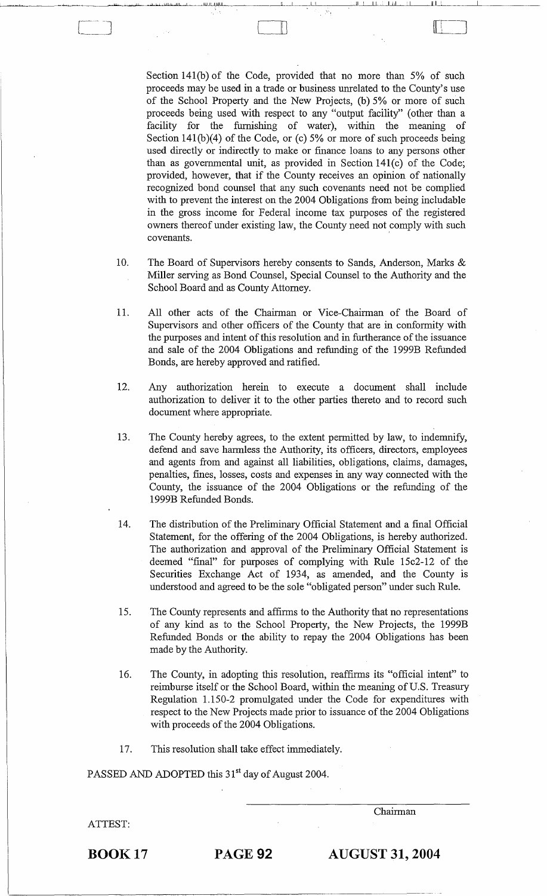Section 141(b) of the Code, provided that no more than 5% of such proceeds may be used in a trade or business unrelated to the County's use of the School Property and the New Projects, (b) 5% or more of such proceeds being used with respect to any "output facility" (other than a facility for the furnishing of water), within the meaning of Section 141(b)(4) of the Code, or (c) 5% or more of such proceeds being used directly or indirectly to make or finance loans to any persons other than as governmental unit, as provided in Section 141(c) of the Code; provided, however, that if the County receives an opinion of nationally recognized bond counsel that any such covenants need not be complied with to prevent the interest on the 2004 Obligations from being includable in the gross income for Federal income tax purposes of the registered owners thereof under existing law, the County need not comply with such covenants.

10. The Board of Supervisors hereby consents to Sands, Anderson, Marks & Miller serving as Bond Counsel, Special Counsel to the Authority and the School Board and as County Attorney.

11. All other acts of the Chairman or Vice-Chairman of the Board of Supervisors and other officers of the County that are in conformity with the purposes and intent of this resolution and in furtherance of the issuance and sale of the 2004 Obligations and refunding of the 1999B Refunded Bonds, are hereby approved and ratified.

12. Any authorization herein to execute a document shall include authorization to deliver it to the other parties thereto and to record such document where appropriate.

13. The County hereby agrees, to the extent permitted by law, to indemnify, defend and save harmless the Authority, its officers, directors, employees and agents from and against all liabilities, obligations, claims, damages, penalties, fines, losses, costs and expenses in any way connected with the County, the issuance of the 2004 Obligations or the refunding of the 1999B Refunded Bonds.

14. The distribution of the Preliminary Official Statement and a final Official Statement, for the offering of the 2004 Obligations, is hereby authorized. The authorization and approval of the Preliminary Official Statement is deemed "final" for purposes of complying with Rule 15c2-12 of the Securities Exchange Act of 1934, as amended, and the County is understood and agreed to be the sole "obligated person" under such Rule.

15. The County represents and affirms to the Authority that no representations of any kind as to the School Property, the New Projects, the 1999B Refunded Bonds or the ability to repay the 2004 Obligations has been made by the Authority.

16. The County, in adopting this resolution, reaffirms its "official intent" to reimburse itself or the School Board, within the meaning of U.S. Treasury Regulation 1.150-2 promulgated under the Code for expenditures with respect to the New Projects made prior to issuance of the 2004 Obligations with proceeds of the 2004 Obligations.

17. This resolution shall take effect immediately.

PASSED AND ADOPTED this 31st day of August 2004.

\_\_\_\_\_\_\_\_\_\_\_\_\_\_\_\_\_\_\_\_\_\_\_\_\_\_\_\_\_\_
Chairman

ATTEST:

**BOOK 17** **PAGE 92** **AUGUST 31, 2004**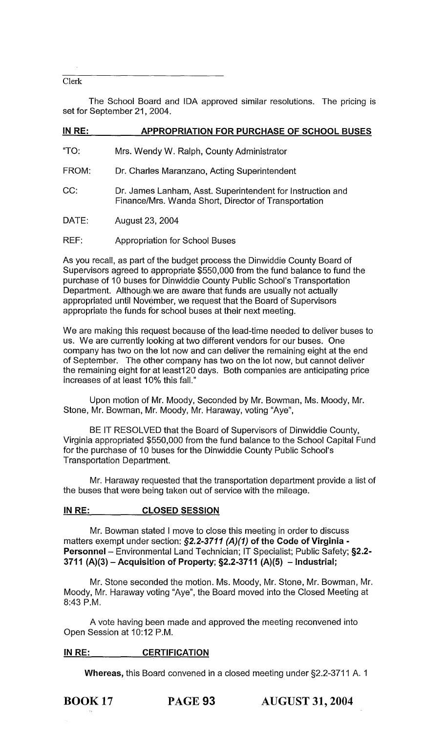Clerk

The School Board and IDA approved similar resolutions. The pricing is set for September 21, 2004.

**IN RE: APPROPRIATION FOR PURCHASE OF SCHOOL BUSES**

"TO: Mrs. Wendy W. Ralph, County Administrator

FROM: Dr. Charles Maranzano, Acting Superintendent

CC: Dr. James Lanham, Asst. Superintendent for Instruction and Finance/Mrs. Wanda Short, Director of Transportation

DATE: August 23, 2004

REF: Appropriation for School Buses

As you recall, as part of the budget process the Dinwiddie County Board of Supervisors agreed to appropriate $550,000 from the fund balance to fund the purchase of 10 buses for Dinwiddie County Public School's Transportation Department. Although we are aware that funds are usually not actually appropriated until November, we request that the Board of Supervisors appropriate the funds for school buses at their next meeting.

We are making this request because of the lead-time needed to deliver buses to us. We are currently looking at two different vendors for our buses. One company has two on the lot now and can deliver the remaining eight at the end of September. The other company has two on the lot now, but cannot deliver the remaining eight for at least120 days. Both companies are anticipating price increases of at least 10% this fall."

Upon motion of Mr. Moody, Seconded by Mr. Bowman, Ms. Moody, Mr. Stone, Mr. Bowman, Mr. Moody, Mr. Haraway, voting "Aye",

BE IT RESOLVED that the Board of Supervisors of Dinwiddie County, Virginia appropriated $550,000 from the fund balance to the School Capital Fund for the purchase of 10 buses for the Dinwiddie County Public School's Transportation Department.

Mr. Haraway requested that the transportation department provide a list of the buses that were being taken out of service with the mileage.

**IN RE: CLOSED SESSION**

Mr. Bowman stated I move to close this meeting in order to discuss matters exempt under section: ***§2.2-3711 (A)(1)* of the Code of Virginia - Personnel** – Environmental Land Technician; IT Specialist; Public Safety; **§2.2-3711 (A)(3) – Acquisition of Property; §2.2-3711 (A)(5) – Industrial;**

Mr. Stone seconded the motion. Ms. Moody, Mr. Stone, Mr. Bowman, Mr. Moody, Mr. Haraway voting "Aye", the Board moved into the Closed Meeting at 8:43 P.M.

A vote having been made and approved the meeting reconvened into Open Session at 10:12 P.M.

**IN RE: CERTIFICATION**

**Whereas,** this Board convened in a closed meeting under §2.2-3711 A. 1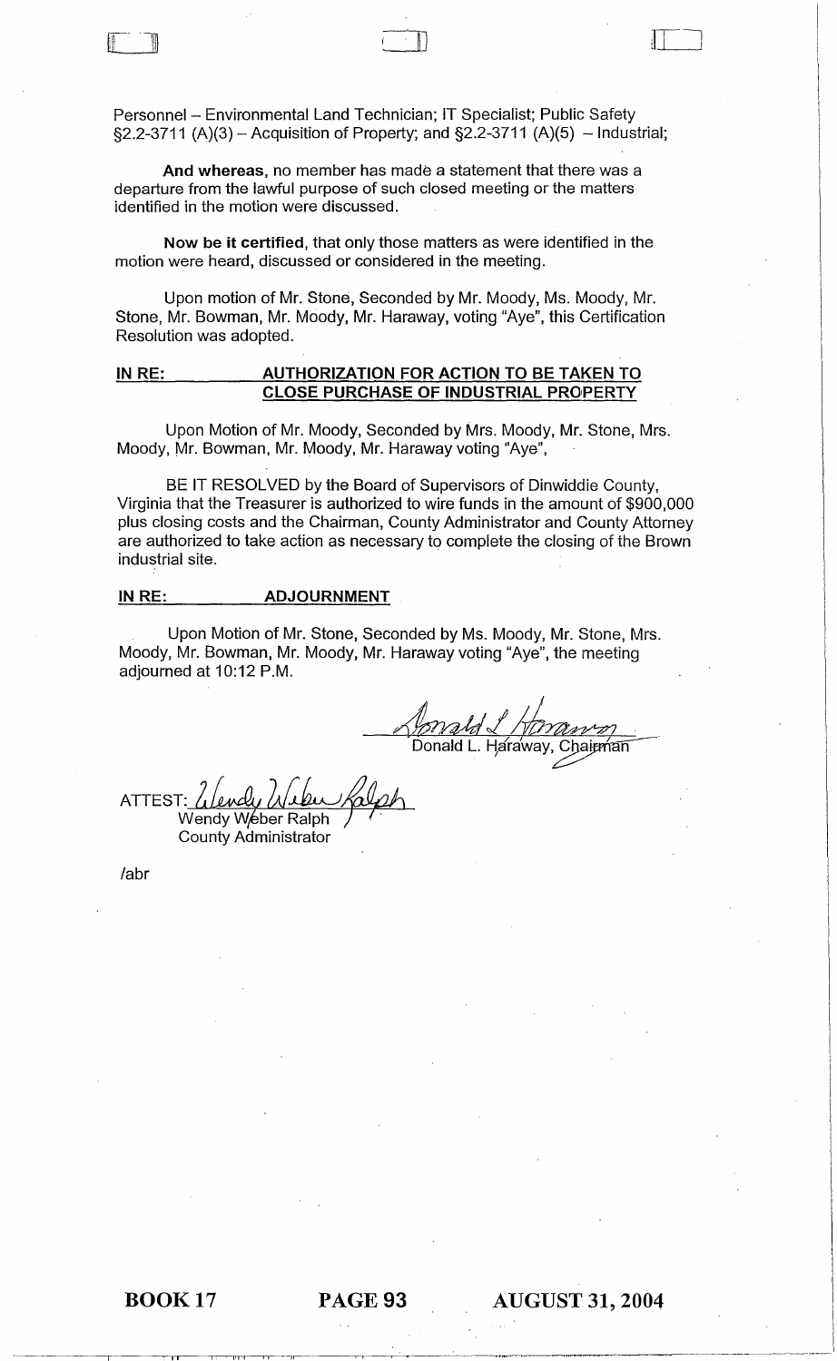Personnel – Environmental Land Technician; IT Specialist; Public Safety §2.2-3711 (A)(3) – Acquisition of Property; and §2.2-3711 (A)(5) – Industrial;

**And whereas**, no member has made a statement that there was a departure from the lawful purpose of such closed meeting or the matters identified in the motion were discussed.

**Now be it certified**, that only those matters as were identified in the motion were heard, discussed or considered in the meeting.

Upon motion of Mr. Stone, Seconded by Mr. Moody, Ms. Moody, Mr. Stone, Mr. Bowman, Mr. Moody, Mr. Haraway, voting "Aye", this Certification Resolution was adopted.

**IN RE: AUTHORIZATION FOR ACTION TO BE TAKEN TO CLOSE PURCHASE OF INDUSTRIAL PROPERTY**

Upon Motion of Mr. Moody, Seconded by Mrs. Moody, Mr. Stone, Mrs. Moody, Mr. Bowman, Mr. Moody, Mr. Haraway voting "Aye",

BE IT RESOLVED by the Board of Supervisors of Dinwiddie County, Virginia that the Treasurer is authorized to wire funds in the amount of $900,000 plus closing costs and the Chairman, County Administrator and County Attorney are authorized to take action as necessary to complete the closing of the Brown industrial site.

**IN RE: ADJOURNMENT**

Upon Motion of Mr. Stone, Seconded by Ms. Moody, Mr. Stone, Mrs. Moody, Mr. Bowman, Mr. Moody, Mr. Haraway voting "Aye", the meeting adjourned at 10:12 P.M.

Donald L. Haraway, Chairman

ATTEST: Wendy Weber Ralph
County Administrator

/abr

**BOOK 17 PAGE 93 AUGUST 31, 2004**